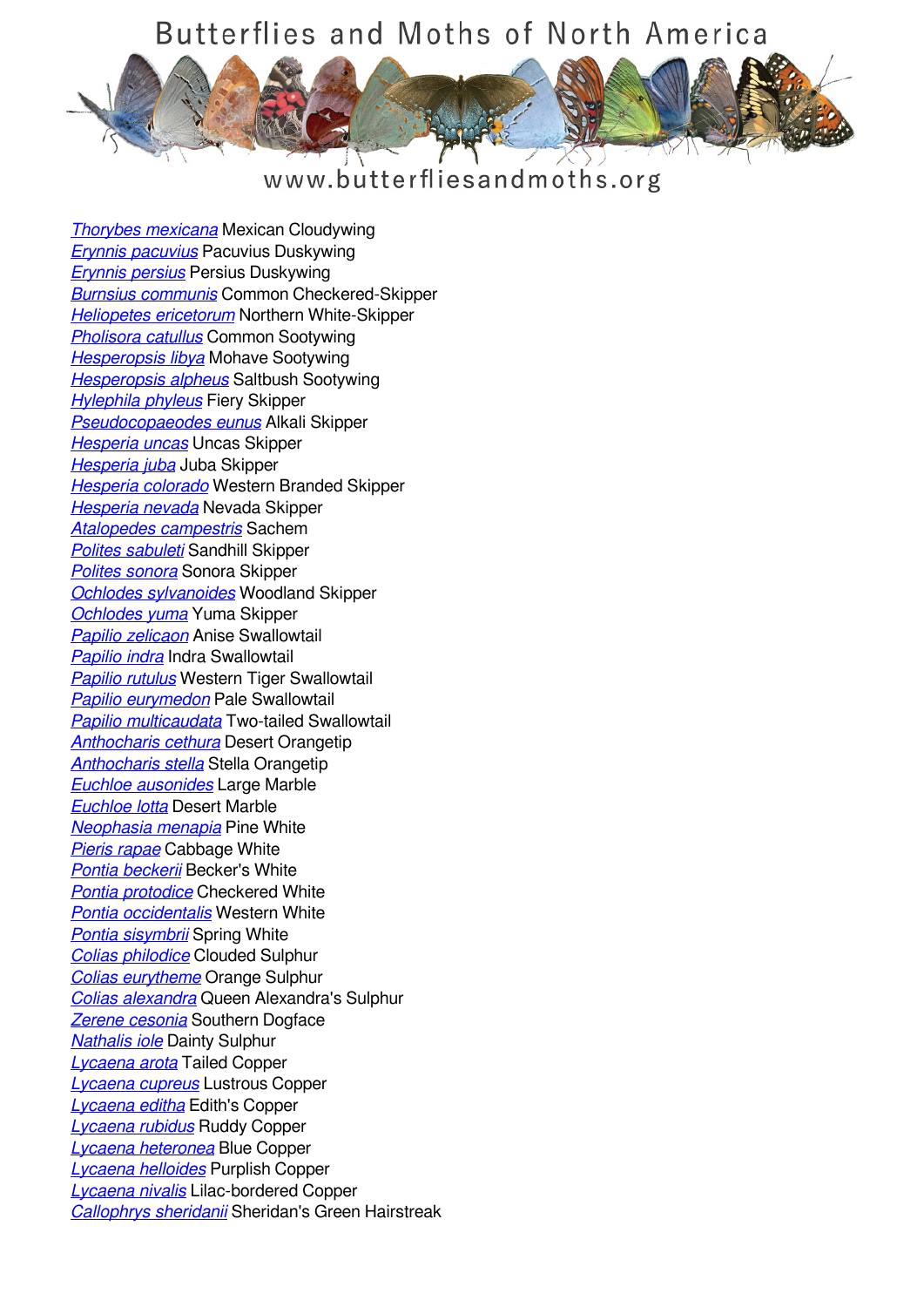# Butterflies and Moths of North America

www.butterfliesandmoths.org

*Thorybes mexicana* Mexican Cloudywing
*Erynnis pacuvius* Pacuvius Duskywing
*Erynnis persius* Persius Duskywing
*Burnsius communis* Common Checkered-Skipper
*Heliopetes ericetorum* Northern White-Skipper
*Pholisora catullus* Common Sootywing
*Hesperopsis libya* Mohave Sootywing
*Hesperopsis alpheus* Saltbush Sootywing
*Hylephila phyleus* Fiery Skipper
*Pseudocopaeodes eunus* Alkali Skipper
*Hesperia uncas* Uncas Skipper
*Hesperia juba* Juba Skipper
*Hesperia colorado* Western Branded Skipper
*Hesperia nevada* Nevada Skipper
*Atalopedes campestris* Sachem
*Polites sabuleti* Sandhill Skipper
*Polites sonora* Sonora Skipper
*Ochlodes sylvanoides* Woodland Skipper
*Ochlodes yuma* Yuma Skipper
*Papilio zelicaon* Anise Swallowtail
*Papilio indra* Indra Swallowtail
*Papilio rutulus* Western Tiger Swallowtail
*Papilio eurymedon* Pale Swallowtail
*Papilio multicaudata* Two-tailed Swallowtail
*Anthocharis cethura* Desert Orangetip
*Anthocharis stella* Stella Orangetip
*Euchloe ausonides* Large Marble
*Euchloe lotta* Desert Marble
*Neophasia menapia* Pine White
*Pieris rapae* Cabbage White
*Pontia beckerii* Becker's White
*Pontia protodice* Checkered White
*Pontia occidentalis* Western White
*Pontia sisymbrii* Spring White
*Colias philodice* Clouded Sulphur
*Colias eurytheme* Orange Sulphur
*Colias alexandra* Queen Alexandra's Sulphur
*Zerene cesonia* Southern Dogface
*Nathalis iole* Dainty Sulphur
*Lycaena arota* Tailed Copper
*Lycaena cupreus* Lustrous Copper
*Lycaena editha* Edith's Copper
*Lycaena rubidus* Ruddy Copper
*Lycaena heteronea* Blue Copper
*Lycaena helloides* Purplish Copper
*Lycaena nivalis* Lilac-bordered Copper
*Callophrys sheridanii* Sheridan's Green Hairstreak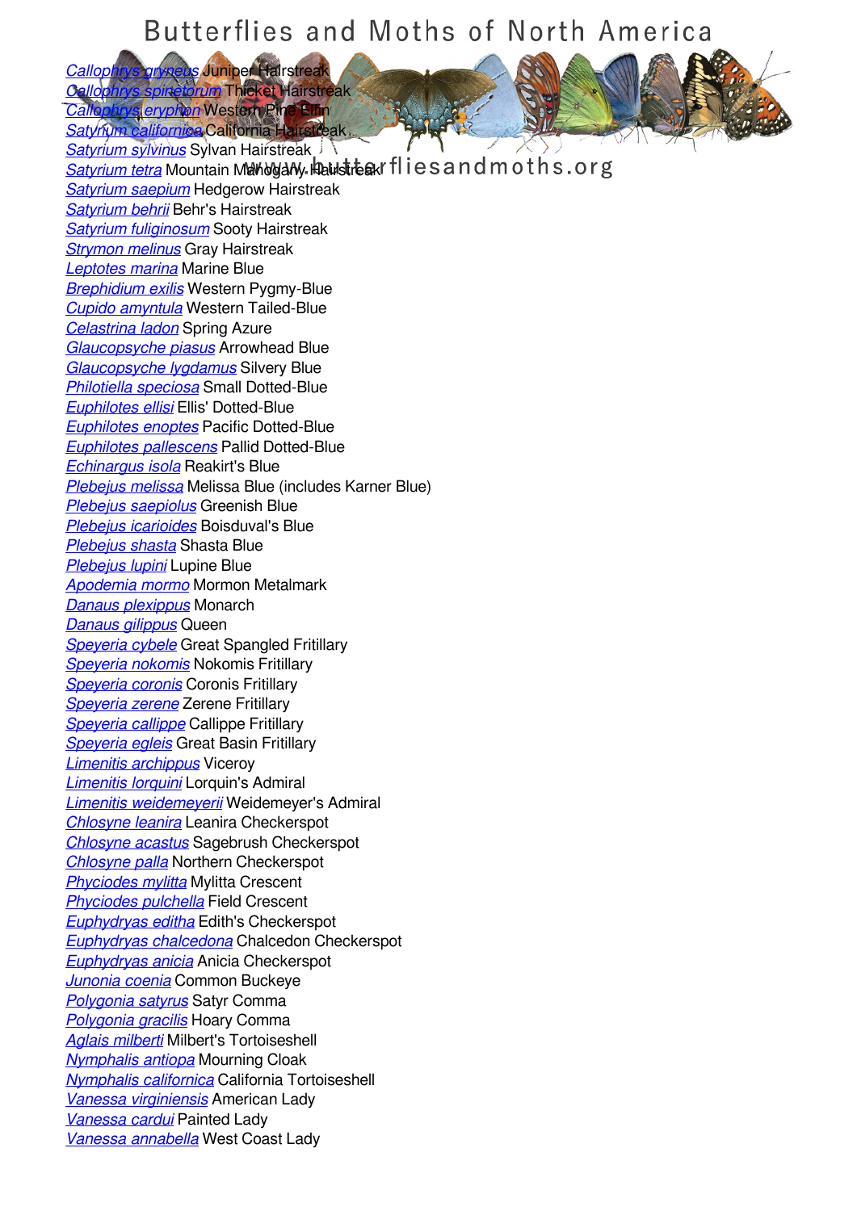*Callophrys gryneus* Juniper Hairstreak
*Callophrys spinetorum* Thicket Hairstreak
*Callophrys eryphon* Western Pine Elfin
*Satyrium californica* California Hairstreak
*Satyrium sylvinus* Sylvan Hairstreak
*Satyrium tetra* Mountain Mahogany Hairstreak
*Satyrium saepium* Hedgerow Hairstreak
*Satyrium behrii* Behr's Hairstreak
*Satyrium fuliginosum* Sooty Hairstreak
*Strymon melinus* Gray Hairstreak
*Leptotes marina* Marine Blue
*Brephidium exilis* Western Pygmy-Blue
*Cupido amyntula* Western Tailed-Blue
*Celastrina ladon* Spring Azure
*Glaucopsyche piasus* Arrowhead Blue
*Glaucopsyche lygdamus* Silvery Blue
*Philotiella speciosa* Small Dotted-Blue
*Euphilotes ellisi* Ellis' Dotted-Blue
*Euphilotes enoptes* Pacific Dotted-Blue
*Euphilotes pallescens* Pallid Dotted-Blue
*Echinargus isola* Reakirt's Blue
*Plebejus melissa* Melissa Blue (includes Karner Blue)
*Plebejus saepiolus* Greenish Blue
*Plebejus icarioides* Boisduval's Blue
*Plebejus shasta* Shasta Blue
*Plebejus lupini* Lupine Blue
*Apodemia mormo* Mormon Metalmark
*Danaus plexippus* Monarch
*Danaus gilippus* Queen
*Speyeria cybele* Great Spangled Fritillary
*Speyeria nokomis* Nokomis Fritillary
*Speyeria coronis* Coronis Fritillary
*Speyeria zerene* Zerene Fritillary
*Speyeria callippe* Callippe Fritillary
*Speyeria egleis* Great Basin Fritillary
*Limenitis archippus* Viceroy
*Limenitis lorquini* Lorquin's Admiral
*Limenitis weidemeyerii* Weidemeyer's Admiral
*Chlosyne leanira* Leanira Checkerspot
*Chlosyne acastus* Sagebrush Checkerspot
*Chlosyne palla* Northern Checkerspot
*Phyciodes mylitta* Mylitta Crescent
*Phyciodes pulchella* Field Crescent
*Euphydryas editha* Edith's Checkerspot
*Euphydryas chalcedona* Chalcedon Checkerspot
*Euphydryas anicia* Anicia Checkerspot
*Junonia coenia* Common Buckeye
*Polygonia satyrus* Satyr Comma
*Polygonia gracilis* Hoary Comma
*Aglais milberti* Milbert's Tortoiseshell
*Nymphalis antiopa* Mourning Cloak
*Nymphalis californica* California Tortoiseshell
*Vanessa virginiensis* American Lady
*Vanessa cardui* Painted Lady
*Vanessa annabella* West Coast Lady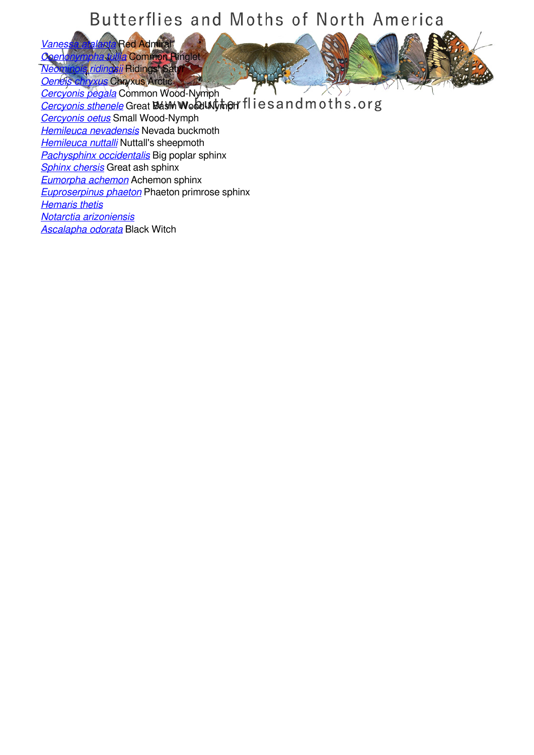*Vanessa atalanta* Red Admiral
*Coenonympha tullia* Common Ringlet
*Neominois ridingsii* Ridings' Satyr
*Oeneis chryxus* Chryxus Arctic
*Cercyonis pegala* Common Wood-Nymph
*Cercyonis sthenele* Great Basin Wood-Nymph
*Cercyonis oetus* Small Wood-Nymph
*Hemileuca nevadensis* Nevada buckmoth
*Hemileuca nuttalli* Nuttall's sheepmoth
*Pachysphinx occidentalis* Big poplar sphinx
*Sphinx chersis* Great ash sphinx
*Eumorpha achemon* Achemon sphinx
*Euproserpinus phaeton* Phaeton primrose sphinx
*Hemaris thetis*
*Notarctia arizoniensis*
*Ascalapha odorata* Black Witch